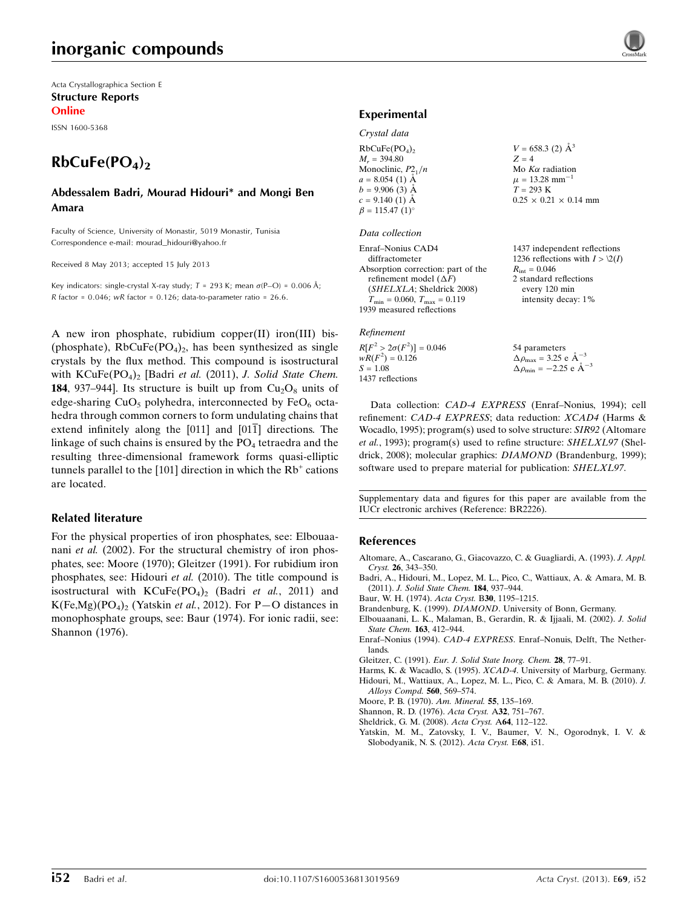Acta Crystallographica Section E
**Structure Reports**
**Online**

ISSN 1600-5368

# $RbCuFe(PO_4)_2$

**Abdessalem Badri, Mourad Hidouri* and Mongi Ben Amara**

Faculty of Science, University of Monastir, 5019 Monastir, Tunisia
Correspondence e-mail: mourad_hidouri@yahoo.fr

Received 8 May 2013; accepted 15 July 2013

Key indicators: single-crystal X-ray study; $T$ = 293 K; mean $\sigma$(P–O) = 0.006 Å; $R$ factor = 0.046; $wR$ factor = 0.126; data-to-parameter ratio = 26.6.

A new iron phosphate, rubidium copper(II) iron(III) bis(phosphate), $RbCuFe(PO_4)_2$, has been synthesized as single crystals by the flux method. This compound is isostructural with $KCuFe(PO_4)_2$ [Badri *et al.* (2011), *J. Solid State Chem.* **184**, 937–944]. Its structure is built up from $Cu_2O_8$ units of edge-sharing $CuO_5$ polyhedra, interconnected by $FeO_6$ octahedra through common corners to form undulating chains that extend infinitely along the [011] and [01$\overline{1}$] directions. The linkage of such chains is ensured by the $PO_4$ tetraedra and the resulting three-dimensional framework forms quasi-elliptic tunnels parallel to the [101] direction in which the $Rb^+$ cations are located.

## Related literature

For the physical properties of iron phosphates, see: Elbouaanani *et al.* (2002). For the structural chemistry of iron phosphates, see: Moore (1970); Gleitzer (1991). For rubidium iron phosphates, see: Hidouri *et al.* (2010). The title compound is isostructural with $KCuFe(PO_4)_2$ (Badri *et al.*, 2011) and $K(Fe,Mg)(PO_4)_2$ (Yatskin *et al.*, 2012). For P—O distances in monophosphate groups, see: Baur (1974). For ionic radii, see: Shannon (1976).

## Experimental

### Crystal data

$RbCuFe(PO_4)_2$
$M_r$ = 394.80
Monoclinic, $P2_1/n$
$a$ = 8.054 (1) Å
$b$ = 9.906 (3) Å
$c$ = 9.140 (1) Å
$\beta$ = 115.47 (1)°
$V$ = 658.3 (2) Å$^3$
$Z$ = 4
Mo $K\alpha$ radiation
$\mu$ = 13.28 mm$^{-1}$
$T$ = 293 K
0.25 × 0.21 × 0.14 mm

### Data collection

Enraf–Nonius CAD4 diffractometer
Absorption correction: part of the refinement model ($\Delta F$) (*SHELXLA*; Sheldrick 2008)
$T_{min}$ = 0.060, $T_{max}$ = 0.119
1939 measured reflections
1437 independent reflections
1236 reflections with $I > \2(I)$
$R_{int}$ = 0.046
2 standard reflections every 120 min intensity decay: 1%

### Refinement

$R[F^2 > 2\sigma(F^2)]$ = 0.046
$wR(F^2)$ = 0.126
$S$ = 1.08
1437 reflections
54 parameters
$\Delta\rho_{max}$ = 3.25 e Å$^{-3}$
$\Delta\rho_{min}$ = −2.25 e Å$^{-3}$

Data collection: *CAD-4 EXPRESS* (Enraf–Nonius, 1994); cell refinement: *CAD-4 EXPRESS*; data reduction: *XCAD4* (Harms & Wocadlo, 1995); program(s) used to solve structure: *SIR92* (Altomare *et al.*, 1993); program(s) used to refine structure: *SHELXL97* (Sheldrick, 2008); molecular graphics: *DIAMOND* (Brandenburg, 1999); software used to prepare material for publication: *SHELXL97*.

Supplementary data and figures for this paper are available from the IUCr electronic archives (Reference: BR2226).

## References

Altomare, A., Cascarano, G., Giacovazzo, C. & Guagliardi, A. (1993). *J. Appl. Cryst.* **26**, 343–350.
Badri, A., Hidouri, M., Lopez, M. L., Pico, C., Wattiaux, A. & Amara, M. B. (2011). *J. Solid State Chem.* **184**, 937–944.
Baur, W. H. (1974). *Acta Cryst.* B**30**, 1195–1215.
Brandenburg, K. (1999). *DIAMOND*. University of Bonn, Germany.
Elbouaanani, L. K., Malaman, B., Gerardin, R. & Ijjaali, M. (2002). *J. Solid State Chem.* **163**, 412–944.
Enraf–Nonius (1994). *CAD-4 EXPRESS*. Enraf–Nonuis, Delft, The Netherlands.
Gleitzer, C. (1991). *Eur. J. Solid State Inorg. Chem.* **28**, 77–91.
Harms, K. & Wacadlo, S. (1995). *XCAD-4*. University of Marburg, Germany.
Hidouri, M., Wattiaux, A., Lopez, M. L., Pico, C. & Amara, M. B. (2010). *J. Alloys Compd.* **560**, 569–574.
Moore, P. B. (1970). *Am. Mineral.* **55**, 135–169.
Shannon, R. D. (1976). *Acta Cryst.* A**32**, 751–767.
Sheldrick, G. M. (2008). *Acta Cryst.* A**64**, 112–122.
Yatskin, M. M., Zatovsky, I. V., Baumer, V. N., Ogorodnyk, I. V. & Slobodyanik, N. S. (2012). *Acta Cryst.* E**68**, i51.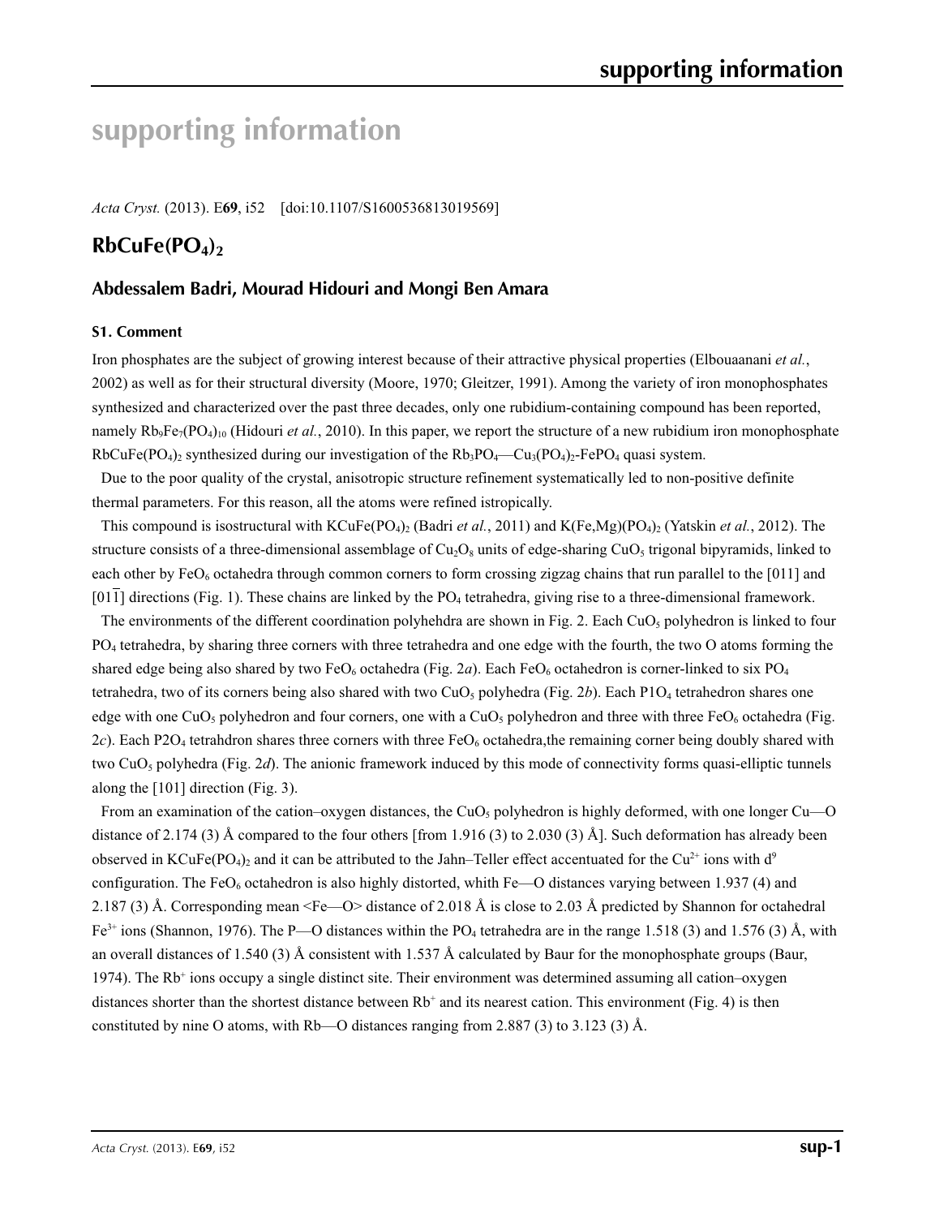# supporting information

*Acta Cryst.* (2013). E**69**, i52 [doi:10.1107/S1600536813019569]

## $RbCuFe(PO_4)_2$

### Abdessalem Badri, Mourad Hidouri and Mongi Ben Amara

#### S1. Comment

Iron phosphates are the subject of growing interest because of their attractive physical properties (Elbouaanani *et al.*, 2002) as well as for their structural diversity (Moore, 1970; Gleitzer, 1991). Among the variety of iron monophosphates synthesized and characterized over the past three decades, only one rubidium-containing compound has been reported, namely $Rb_9Fe_7(PO_4)_{10}$ (Hidouri *et al.*, 2010). In this paper, we report the structure of a new rubidium iron monophosphate $RbCuFe(PO_4)_2$ synthesized during our investigation of the $Rb_3PO_4$—$Cu_3(PO_4)_2$-$FePO_4$ quasi system.

Due to the poor quality of the crystal, anisotropic structure refinement systematically led to non-positive definite thermal parameters. For this reason, all the atoms were refined istropically.

This compound is isostructural with $KCuFe(PO_4)_2$ (Badri *et al.*, 2011) and $K(Fe,Mg)(PO_4)_2$ (Yatskin *et al.*, 2012). The structure consists of a three-dimensional assemblage of $Cu_2O_8$ units of edge-sharing $CuO_5$ trigonal bipyramids, linked to each other by $FeO_6$ octahedra through common corners to form crossing zigzag chains that run parallel to the [011] and [01$\overline{1}$] directions (Fig. 1). These chains are linked by the $PO_4$ tetrahedra, giving rise to a three-dimensional framework.

The environments of the different coordination polyhehdra are shown in Fig. 2. Each $CuO_5$ polyhedron is linked to four $PO_4$ tetrahedra, by sharing three corners with three tetrahedra and one edge with the fourth, the two O atoms forming the shared edge being also shared by two $FeO_6$ octahedra (Fig. 2*a*). Each $FeO_6$ octahedron is corner-linked to six $PO_4$ tetrahedra, two of its corners being also shared with two $CuO_5$ polyhedra (Fig. 2*b*). Each $P1O_4$ tetrahedron shares one edge with one $CuO_5$ polyhedron and four corners, one with a $CuO_5$ polyhedron and three with three $FeO_6$ octahedra (Fig. 2*c*). Each $P2O_4$ tetrahdron shares three corners with three $FeO_6$ octahedra,the remaining corner being doubly shared with two $CuO_5$ polyhedra (Fig. 2*d*). The anionic framework induced by this mode of connectivity forms quasi-elliptic tunnels along the [101] direction (Fig. 3).

From an examination of the cation–oxygen distances, the $CuO_5$ polyhedron is highly deformed, with one longer Cu—O distance of 2.174 (3) Å compared to the four others [from 1.916 (3) to 2.030 (3) Å]. Such deformation has already been observed in $KCuFe(PO_4)_2$ and it can be attributed to the Jahn–Teller effect accentuated for the $Cu^{2+}$ ions with $d^9$ configuration. The $FeO_6$ octahedron is also highly distorted, whith Fe—O distances varying between 1.937 (4) and 2.187 (3) Å. Corresponding mean <Fe—O> distance of 2.018 Å is close to 2.03 Å predicted by Shannon for octahedral $Fe^{3+}$ ions (Shannon, 1976). The P—O distances within the $PO_4$ tetrahedra are in the range 1.518 (3) and 1.576 (3) Å, with an overall distances of 1.540 (3) Å consistent with 1.537 Å calculated by Baur for the monophosphate groups (Baur, 1974). The $Rb^+$ ions occupy a single distinct site. Their environment was determined assuming all cation–oxygen distances shorter than the shortest distance between $Rb^+$ and its nearest cation. This environment (Fig. 4) is then constituted by nine O atoms, with Rb—O distances ranging from 2.887 (3) to 3.123 (3) Å.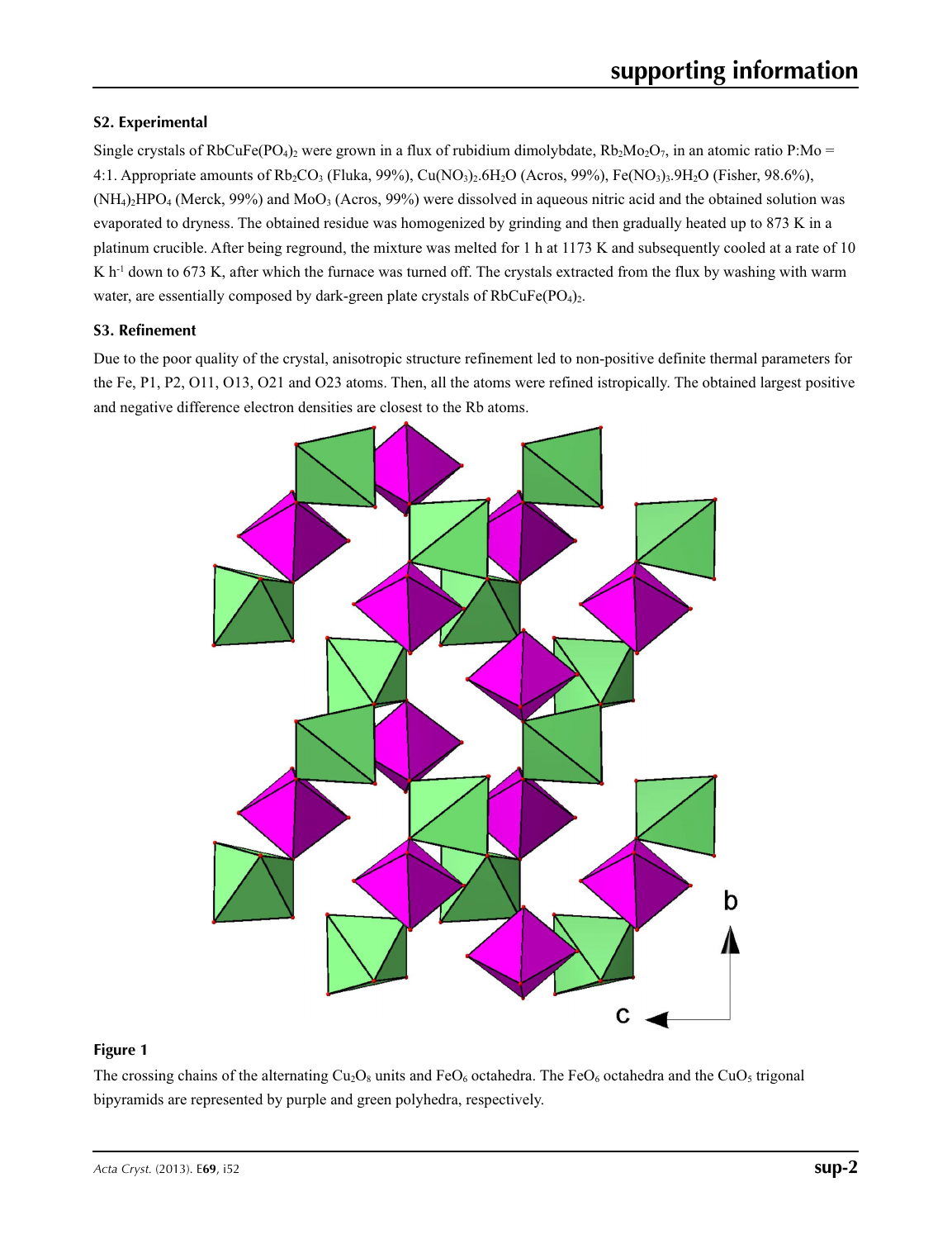## S2. Experimental

Single crystals of $RbCuFe(PO_4)_2$ were grown in a flux of rubidium dimolybdate, $Rb_2Mo_2O_7$, in an atomic ratio P:Mo = 4:1. Appropriate amounts of $Rb_2CO_3$ (Fluka, 99%), $Cu(NO_3)_2.6H_2O$ (Acros, 99%), $Fe(NO_3)_3.9H_2O$ (Fisher, 98.6%), $(NH_4)_2HPO_4$ (Merck, 99%) and $MoO_3$ (Acros, 99%) were dissolved in aqueous nitric acid and the obtained solution was evaporated to dryness. The obtained residue was homogenized by grinding and then gradually heated up to 873 K in a platinum crucible. After being reground, the mixture was melted for 1 h at 1173 K and subsequently cooled at a rate of 10 K $h^{-1}$ down to 673 K, after which the furnace was turned off. The crystals extracted from the flux by washing with warm water, are essentially composed by dark-green plate crystals of $RbCuFe(PO_4)_2$.

## S3. Refinement

Due to the poor quality of the crystal, anisotropic structure refinement led to non-positive definite thermal parameters for the Fe, P1, P2, O11, O13, O21 and O23 atoms. Then, all the atoms were refined istropically. The obtained largest positive and negative difference electron densities are closest to the Rb atoms.

b

c

**Figure 1**

The crossing chains of the alternating $Cu_2O_8$ units and $FeO_6$ octahedra. The $FeO_6$ octahedra and the $CuO_5$ trigonal bipyramids are represented by purple and green polyhedra, respectively.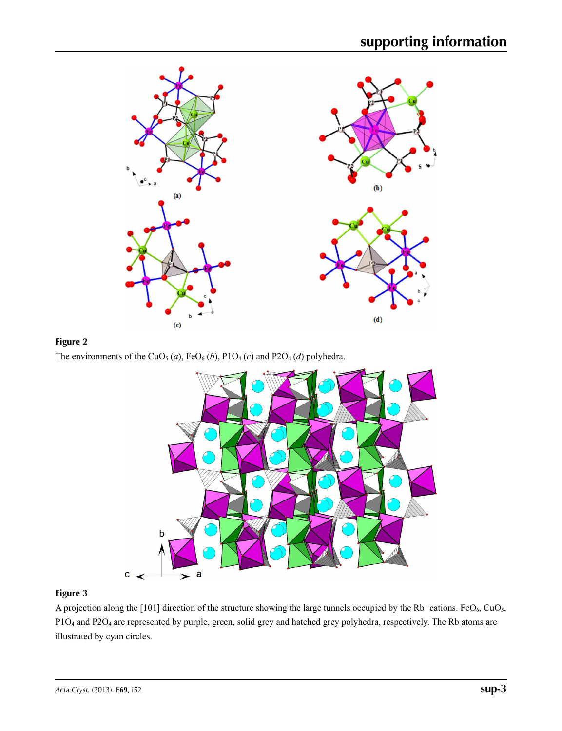**Figure 2**

The environments of the $CuO_5$ (*a*), $FeO_6$ (*b*), $P1O_4$ (*c*) and $P2O_4$ (*d*) polyhedra.

**Figure 3**

A projection along the [101] direction of the structure showing the large tunnels occupied by the $Rb^+$ cations. $FeO_6$, $CuO_5$, $P1O_4$ and $P2O_4$ are represented by purple, green, solid grey and hatched grey polyhedra, respectively. The Rb atoms are illustrated by cyan circles.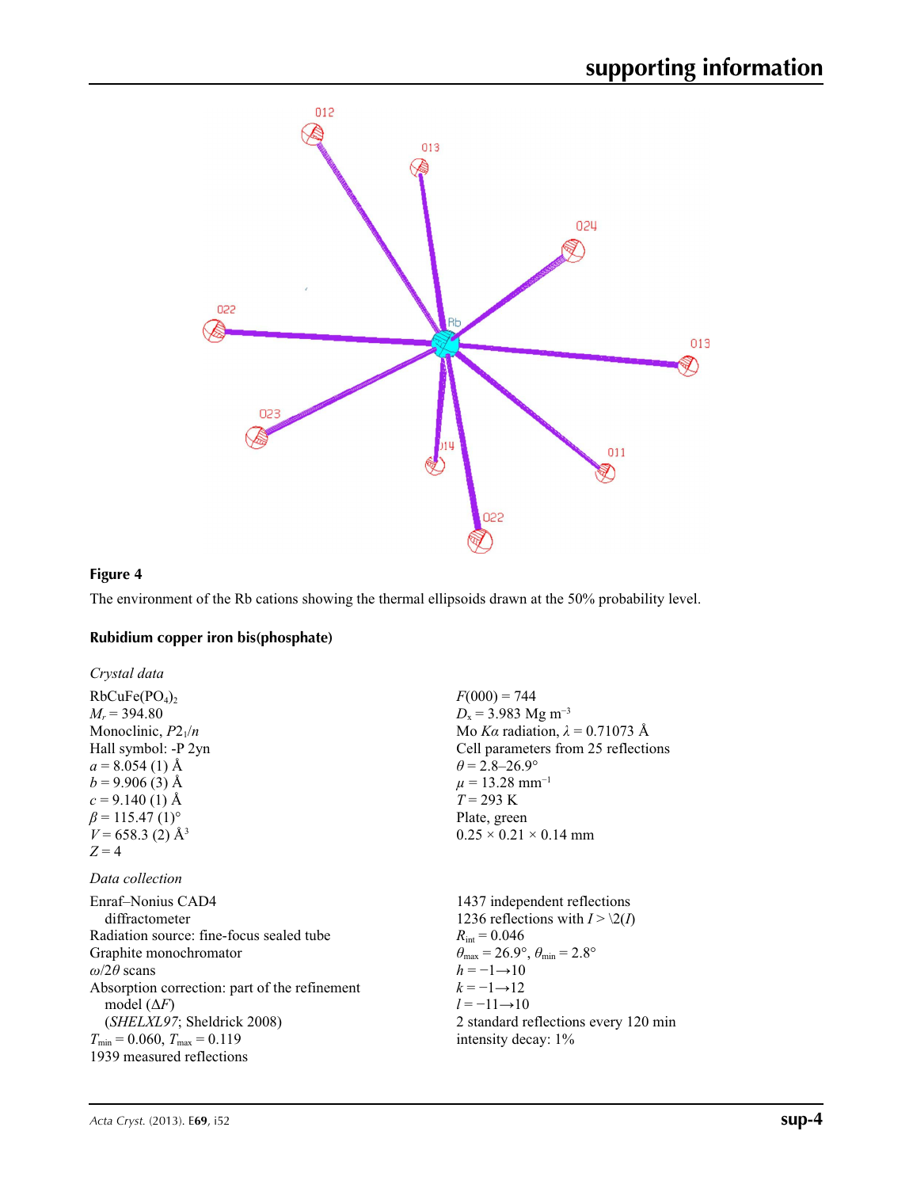O12

O13

O24

O22

Rb

O13

O23

O14

O11

O22

**Figure 4**

The environment of the Rb cations showing the thermal ellipsoids drawn at the 50% probability level.

**Rubidium copper iron bis(phosphate)**

*Crystal data*

$RbCuFe(PO_4)_2$
$M_r = 394.80$
Monoclinic, $P2_1/n$
Hall symbol: -P 2yn
$a = 8.054$ (1) Å
$b = 9.906$ (3) Å
$c = 9.140$ (1) Å
$\beta = 115.47$ (1)°
$V = 658.3$ (2) Å$^3$
$Z = 4$
$F(000) = 744$
$D_x = 3.983$ Mg m$^{-3}$
Mo $K\alpha$ radiation, $\lambda = 0.71073$ Å
Cell parameters from 25 reflections
$\theta = 2.8$–$26.9$°
$\mu = 13.28$ mm$^{-1}$
$T = 293$ K
Plate, green
0.25 × 0.21 × 0.14 mm

*Data collection*

Enraf–Nonius CAD4
diffractometer
Radiation source: fine-focus sealed tube
Graphite monochromator
$\omega/2\theta$ scans
Absorption correction: part of the refinement
model ($\Delta F$)
(*SHELXL97*; Sheldrick 2008)
$T_{min} = 0.060$, $T_{max} = 0.119$
1939 measured reflections
1437 independent reflections
1236 reflections with $I > \2(I)$
$R_{int} = 0.046$
$\theta_{max} = 26.9$°, $\theta_{min} = 2.8$°
$h = -1 \rightarrow 10$
$k = -1 \rightarrow 12$
$l = -11 \rightarrow 10$
2 standard reflections every 120 min
intensity decay: 1%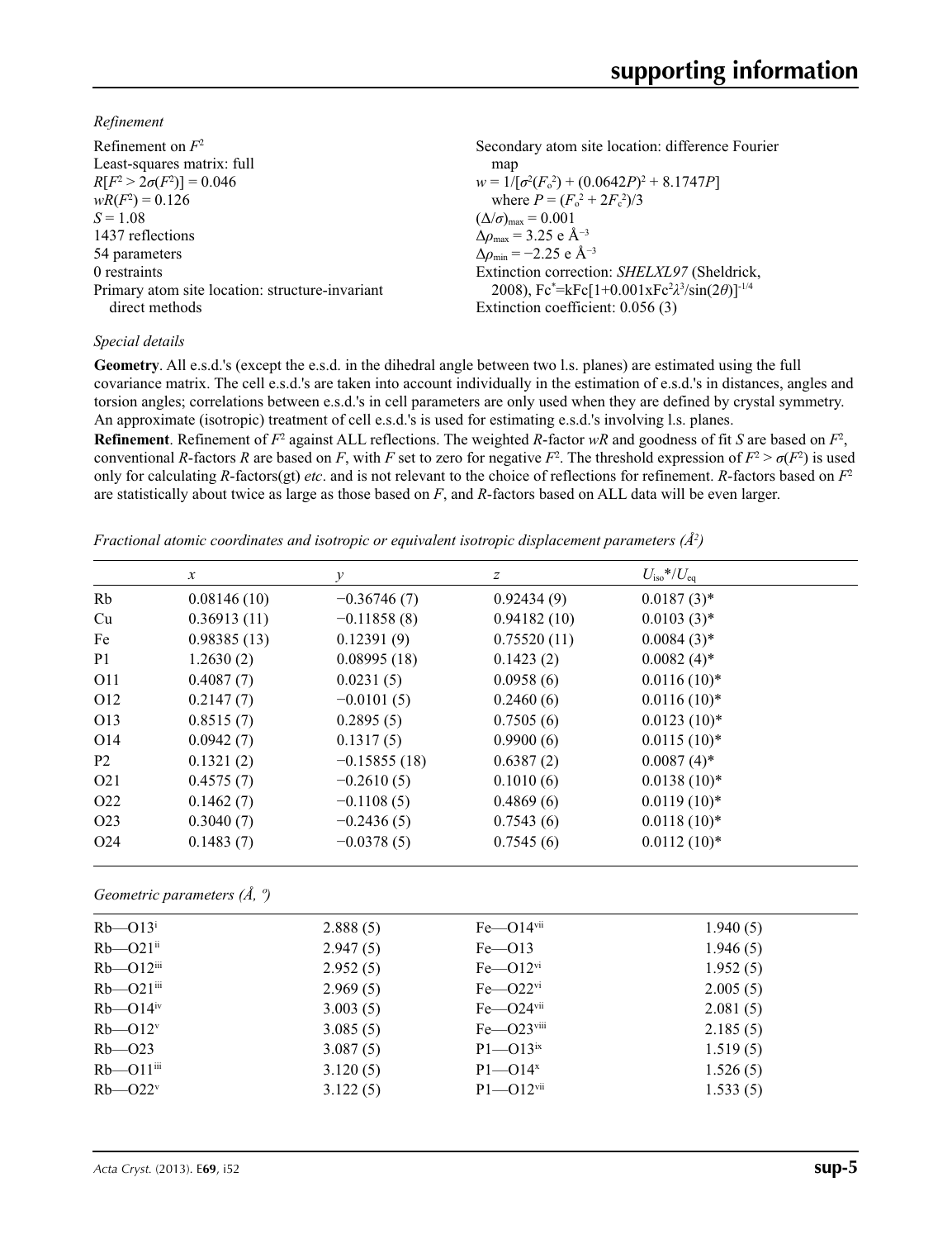*Refinement*

Refinement on $F^2$
Least-squares matrix: full
$R[F^2 > 2\sigma(F^2)] = 0.046$
$wR(F^2) = 0.126$
$S = 1.08$
1437 reflections
54 parameters
0 restraints
Primary atom site location: structure-invariant direct methods
Secondary atom site location: difference Fourier map
$w = 1/[\sigma^2(F_o^2) + (0.0642P)^2 + 8.1747P]$
where $P = (F_o^2 + 2F_c^2)/3$
$(\Delta/\sigma)_{max} = 0.001$
$\Delta\rho_{max} = 3.25$ e Å$^{-3}$
$\Delta\rho_{min} = -2.25$ e Å$^{-3}$
Extinction correction: *SHELXL97* (Sheldrick, 2008), $Fc^*=kFc[1+0.001xFc^2\lambda^3/sin(2\theta)]^{-1/4}$
Extinction coefficient: 0.056 (3)

*Special details*

**Geometry**. All e.s.d.'s (except the e.s.d. in the dihedral angle between two l.s. planes) are estimated using the full covariance matrix. The cell e.s.d.'s are taken into account individually in the estimation of e.s.d.'s in distances, angles and torsion angles; correlations between e.s.d.'s in cell parameters are only used when they are defined by crystal symmetry. An approximate (isotropic) treatment of cell e.s.d.'s is used for estimating e.s.d.'s involving l.s. planes.

**Refinement**. Refinement of $F^2$ against ALL reflections. The weighted *R*-factor *wR* and goodness of fit *S* are based on $F^2$, conventional *R*-factors *R* are based on *F*, with *F* set to zero for negative $F^2$. The threshold expression of $F^2 > \sigma(F^2)$ is used only for calculating *R*-factors(gt) *etc*. and is not relevant to the choice of reflections for refinement. *R*-factors based on $F^2$ are statistically about twice as large as those based on *F*, and *R*-factors based on ALL data will be even larger.

*Fractional atomic coordinates and isotropic or equivalent isotropic displacement parameters (Å$^2$)*

| | *x* | *y* | *z* | $U_{iso}$*/$U_{eq}$ |
|---|---|---|---|---|
| Rb | 0.08146 (10) | −0.36746 (7) | 0.92434 (9) | 0.0187 (3)* |
| Cu | 0.36913 (11) | −0.11858 (8) | 0.94182 (10) | 0.0103 (3)* |
| Fe | 0.98385 (13) | 0.12391 (9) | 0.75520 (11) | 0.0084 (3)* |
| P1 | 1.2630 (2) | 0.08995 (18) | 0.1423 (2) | 0.0082 (4)* |
| O11 | 0.4087 (7) | 0.0231 (5) | 0.0958 (6) | 0.0116 (10)* |
| O12 | 0.2147 (7) | −0.0101 (5) | 0.2460 (6) | 0.0116 (10)* |
| O13 | 0.8515 (7) | 0.2895 (5) | 0.7505 (6) | 0.0123 (10)* |
| O14 | 0.0942 (7) | 0.1317 (5) | 0.9900 (6) | 0.0115 (10)* |
| P2 | 0.1321 (2) | −0.15855 (18) | 0.6387 (2) | 0.0087 (4)* |
| O21 | 0.4575 (7) | −0.2610 (5) | 0.1010 (6) | 0.0138 (10)* |
| O22 | 0.1462 (7) | −0.1108 (5) | 0.4869 (6) | 0.0119 (10)* |
| O23 | 0.3040 (7) | −0.2436 (5) | 0.7543 (6) | 0.0118 (10)* |
| O24 | 0.1483 (7) | −0.0378 (5) | 0.7545 (6) | 0.0112 (10)* |

*Geometric parameters (Å, º)*

| | | | |
|---|---|---|---|
| Rb—O13$^{i}$ | 2.888 (5) | Fe—O14$^{vii}$ | 1.940 (5) |
| Rb—O21$^{ii}$ | 2.947 (5) | Fe—O13 | 1.946 (5) |
| Rb—O12$^{iii}$ | 2.952 (5) | Fe—O12$^{vi}$ | 1.952 (5) |
| Rb—O21$^{iii}$ | 2.969 (5) | Fe—O22$^{vi}$ | 2.005 (5) |
| Rb—O14$^{iv}$ | 3.003 (5) | Fe—O24$^{vii}$ | 2.081 (5) |
| Rb—O12$^{v}$ | 3.085 (5) | Fe—O23$^{viii}$ | 2.185 (5) |
| Rb—O23 | 3.087 (5) | P1—O13$^{ix}$ | 1.519 (5) |
| Rb—O11$^{iii}$ | 3.120 (5) | P1—O14$^{x}$ | 1.526 (5) |
| Rb—O22$^{v}$ | 3.122 (5) | P1—O12$^{vii}$ | 1.533 (5) |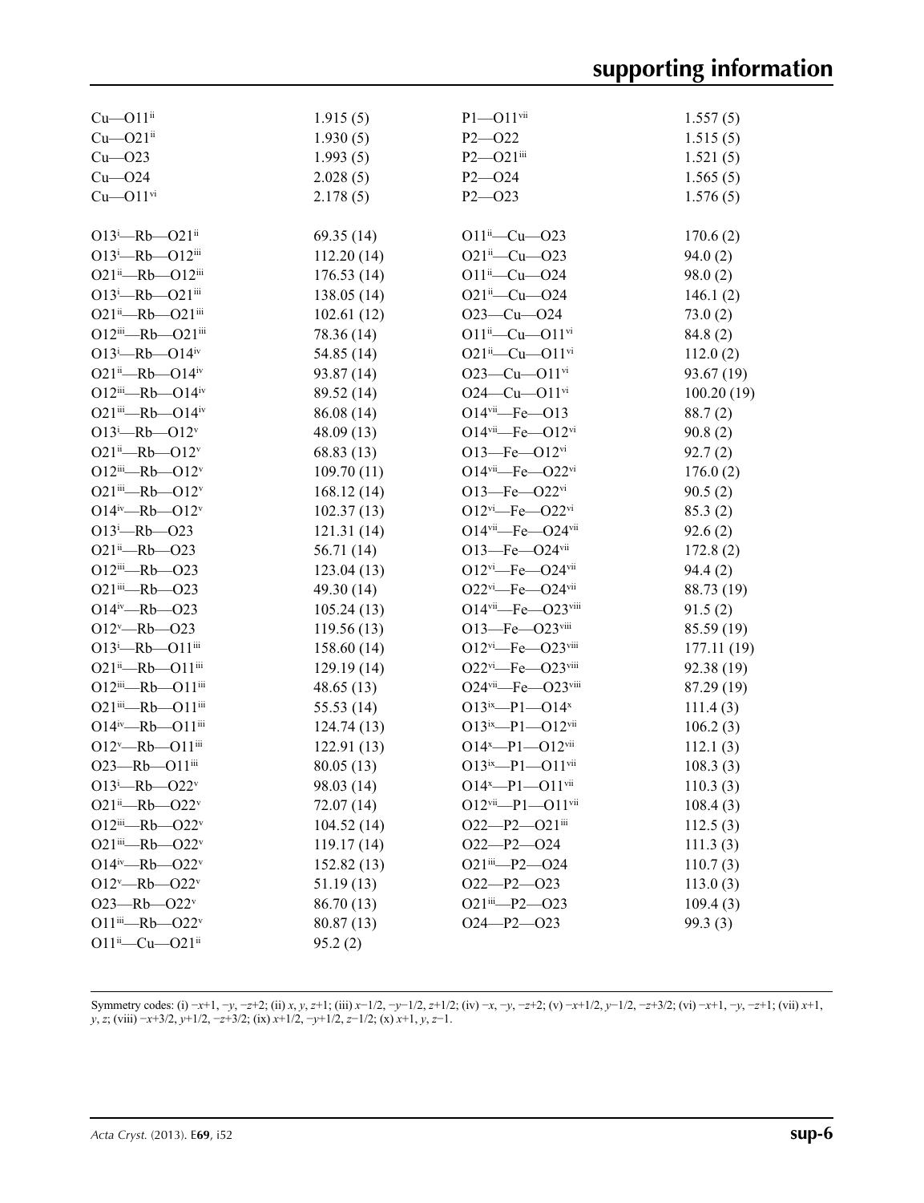| | | | |
|---|---|---|---|
| Cu—O11$^{ii}$ | 1.915 (5) | P1—O11$^{vii}$ | 1.557 (5) |
| Cu—O21$^{ii}$ | 1.930 (5) | P2—O22 | 1.515 (5) |
| Cu—O23 | 1.993 (5) | P2—O21$^{iii}$ | 1.521 (5) |
| Cu—O24 | 2.028 (5) | P2—O24 | 1.565 (5) |
| Cu—O11$^{vi}$ | 2.178 (5) | P2—O23 | 1.576 (5) |
| | | | |
| O13$^{i}$—Rb—O21$^{ii}$ | 69.35 (14) | O11$^{ii}$—Cu—O23 | 170.6 (2) |
| O13$^{i}$—Rb—O12$^{iii}$ | 112.20 (14) | O21$^{ii}$—Cu—O23 | 94.0 (2) |
| O21$^{ii}$—Rb—O12$^{iii}$ | 176.53 (14) | O11$^{ii}$—Cu—O24 | 98.0 (2) |
| O13$^{i}$—Rb—O21$^{iii}$ | 138.05 (14) | O21$^{ii}$—Cu—O24 | 146.1 (2) |
| O21$^{ii}$—Rb—O21$^{iii}$ | 102.61 (12) | O23—Cu—O24 | 73.0 (2) |
| O12$^{iii}$—Rb—O21$^{iii}$ | 78.36 (14) | O11$^{ii}$—Cu—O11$^{vi}$ | 84.8 (2) |
| O13$^{i}$—Rb—O14$^{iv}$ | 54.85 (14) | O21$^{ii}$—Cu—O11$^{vi}$ | 112.0 (2) |
| O21$^{ii}$—Rb—O14$^{iv}$ | 93.87 (14) | O23—Cu—O11$^{vi}$ | 93.67 (19) |
| O12$^{iii}$—Rb—O14$^{iv}$ | 89.52 (14) | O24—Cu—O11$^{vi}$ | 100.20 (19) |
| O21$^{iii}$—Rb—O14$^{iv}$ | 86.08 (14) | O14$^{vii}$—Fe—O13 | 88.7 (2) |
| O13$^{i}$—Rb—O12$^{v}$ | 48.09 (13) | O14$^{vii}$—Fe—O12$^{vi}$ | 90.8 (2) |
| O21$^{ii}$—Rb—O12$^{v}$ | 68.83 (13) | O13—Fe—O12$^{vi}$ | 92.7 (2) |
| O12$^{iii}$—Rb—O12$^{v}$ | 109.70 (11) | O14$^{vii}$—Fe—O22$^{vi}$ | 176.0 (2) |
| O21$^{iii}$—Rb—O12$^{v}$ | 168.12 (14) | O13—Fe—O22$^{vi}$ | 90.5 (2) |
| O14$^{iv}$—Rb—O12$^{v}$ | 102.37 (13) | O12$^{vi}$—Fe—O22$^{vi}$ | 85.3 (2) |
| O13$^{i}$—Rb—O23 | 121.31 (14) | O14$^{vii}$—Fe—O24$^{vii}$ | 92.6 (2) |
| O21$^{ii}$—Rb—O23 | 56.71 (14) | O13—Fe—O24$^{vii}$ | 172.8 (2) |
| O12$^{iii}$—Rb—O23 | 123.04 (13) | O12$^{vi}$—Fe—O24$^{vii}$ | 94.4 (2) |
| O21$^{iii}$—Rb—O23 | 49.30 (14) | O22$^{vi}$—Fe—O24$^{vii}$ | 88.73 (19) |
| O14$^{iv}$—Rb—O23 | 105.24 (13) | O14$^{vii}$—Fe—O23$^{viii}$ | 91.5 (2) |
| O12$^{v}$—Rb—O23 | 119.56 (13) | O13—Fe—O23$^{viii}$ | 85.59 (19) |
| O13$^{i}$—Rb—O11$^{iii}$ | 158.60 (14) | O12$^{vi}$—Fe—O23$^{viii}$ | 177.11 (19) |
| O21$^{ii}$—Rb—O11$^{iii}$ | 129.19 (14) | O22$^{vi}$—Fe—O23$^{viii}$ | 92.38 (19) |
| O12$^{iii}$—Rb—O11$^{iii}$ | 48.65 (13) | O24$^{vii}$—Fe—O23$^{viii}$ | 87.29 (19) |
| O21$^{iii}$—Rb—O11$^{iii}$ | 55.53 (14) | O13$^{ix}$—P1—O14$^{x}$ | 111.4 (3) |
| O14$^{iv}$—Rb—O11$^{iii}$ | 124.74 (13) | O13$^{ix}$—P1—O12$^{vii}$ | 106.2 (3) |
| O12$^{v}$—Rb—O11$^{iii}$ | 122.91 (13) | O14$^{x}$—P1—O12$^{vii}$ | 112.1 (3) |
| O23—Rb—O11$^{iii}$ | 80.05 (13) | O13$^{ix}$—P1—O11$^{vii}$ | 108.3 (3) |
| O13$^{i}$—Rb—O22$^{v}$ | 98.03 (14) | O14$^{x}$—P1—O11$^{vii}$ | 110.3 (3) |
| O21$^{ii}$—Rb—O22$^{v}$ | 72.07 (14) | O12$^{vii}$—P1—O11$^{vii}$ | 108.4 (3) |
| O12$^{iii}$—Rb—O22$^{v}$ | 104.52 (14) | O22—P2—O21$^{iii}$ | 112.5 (3) |
| O21$^{iii}$—Rb—O22$^{v}$ | 119.17 (14) | O22—P2—O24 | 111.3 (3) |
| O14$^{iv}$—Rb—O22$^{v}$ | 152.82 (13) | O21$^{iii}$—P2—O24 | 110.7 (3) |
| O12$^{v}$—Rb—O22$^{v}$ | 51.19 (13) | O22—P2—O23 | 113.0 (3) |
| O23—Rb—O22$^{v}$ | 86.70 (13) | O21$^{iii}$—P2—O23 | 109.4 (3) |
| O11$^{iii}$—Rb—O22$^{v}$ | 80.87 (13) | O24—P2—O23 | 99.3 (3) |
| O11$^{ii}$—Cu—O21$^{ii}$ | 95.2 (2) | | |

Symmetry codes: (i) $-x+1, -y, -z+2$; (ii) $x, y, z+1$; (iii) $x-1/2, -y-1/2, z+1/2$; (iv) $-x, -y, -z+2$; (v) $-x+1/2, y-1/2, -z+3/2$; (vi) $-x+1, -y, -z+1$; (vii) $x+1, y, z$; (viii) $-x+3/2, y+1/2, -z+3/2$; (ix) $x+1/2, -y+1/2, z-1/2$; (x) $x+1, y, z-1$.